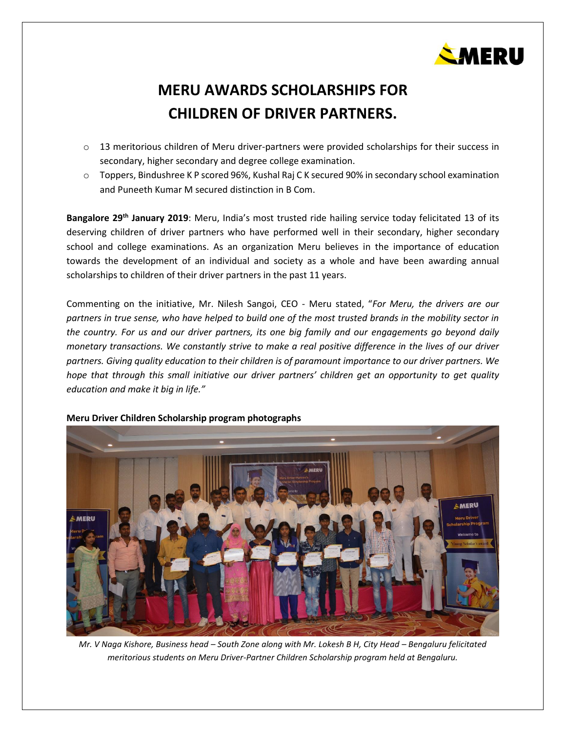# MERU AWARDS SCHOLARSHIPS FOR CHILDREN OF DRIVER PARTNERS.

- 13 meritorious children of Meru driver-partners were provided scholarships for their success in secondary, higher secondary and degree college examination.
- Toppers, Bindushree K P scored 96%, Kushal Raj C K secured 90% in secondary school examination and Puneeth Kumar M secured distinction in B Com.

**Bangalore 29th January 2019**: Meru, India's most trusted ride hailing service today felicitated 13 of its deserving children of driver partners who have performed well in their secondary, higher secondary school and college examinations. As an organization Meru believes in the importance of education towards the development of an individual and society as a whole and have been awarding annual scholarships to children of their driver partners in the past 11 years.

Commenting on the initiative, Mr. Nilesh Sangoi, CEO - Meru stated, "*For Meru, the drivers are our partners in true sense, who have helped to build one of the most trusted brands in the mobility sector in the country. For us and our driver partners, its one big family and our engagements go beyond daily monetary transactions. We constantly strive to make a real positive difference in the lives of our driver partners. Giving quality education to their children is of paramount importance to our driver partners. We hope that through this small initiative our driver partners' children get an opportunity to get quality education and make it big in life."*

**Meru Driver Children Scholarship program photographs**

*Mr. V Naga Kishore, Business head – South Zone along with Mr. Lokesh B H, City Head – Bengaluru felicitated meritorious students on Meru Driver-Partner Children Scholarship program held at Bengaluru.*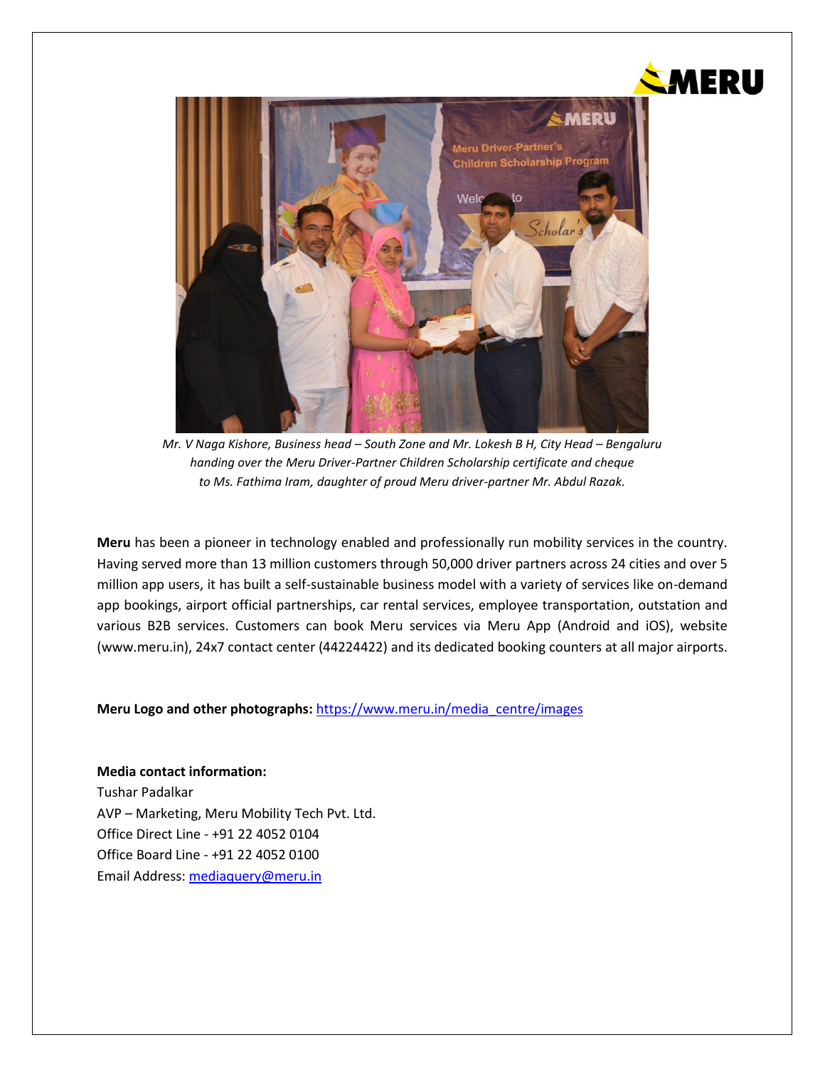*Mr. V Naga Kishore, Business head – South Zone and Mr. Lokesh B H, City Head – Bengaluru handing over the Meru Driver-Partner Children Scholarship certificate and cheque to Ms. Fathima Iram, daughter of proud Meru driver-partner Mr. Abdul Razak.*

**Meru** has been a pioneer in technology enabled and professionally run mobility services in the country. Having served more than 13 million customers through 50,000 driver partners across 24 cities and over 5 million app users, it has built a self-sustainable business model with a variety of services like on-demand app bookings, airport official partnerships, car rental services, employee transportation, outstation and various B2B services. Customers can book Meru services via Meru App (Android and iOS), website (www.meru.in), 24x7 contact center (44224422) and its dedicated booking counters at all major airports.

**Meru Logo and other photographs:** https://www.meru.in/media_centre/images

**Media contact information:**
Tushar Padalkar
AVP – Marketing, Meru Mobility Tech Pvt. Ltd.
Office Direct Line - +91 22 4052 0104
Office Board Line - +91 22 4052 0100
Email Address: mediaquery@meru.in